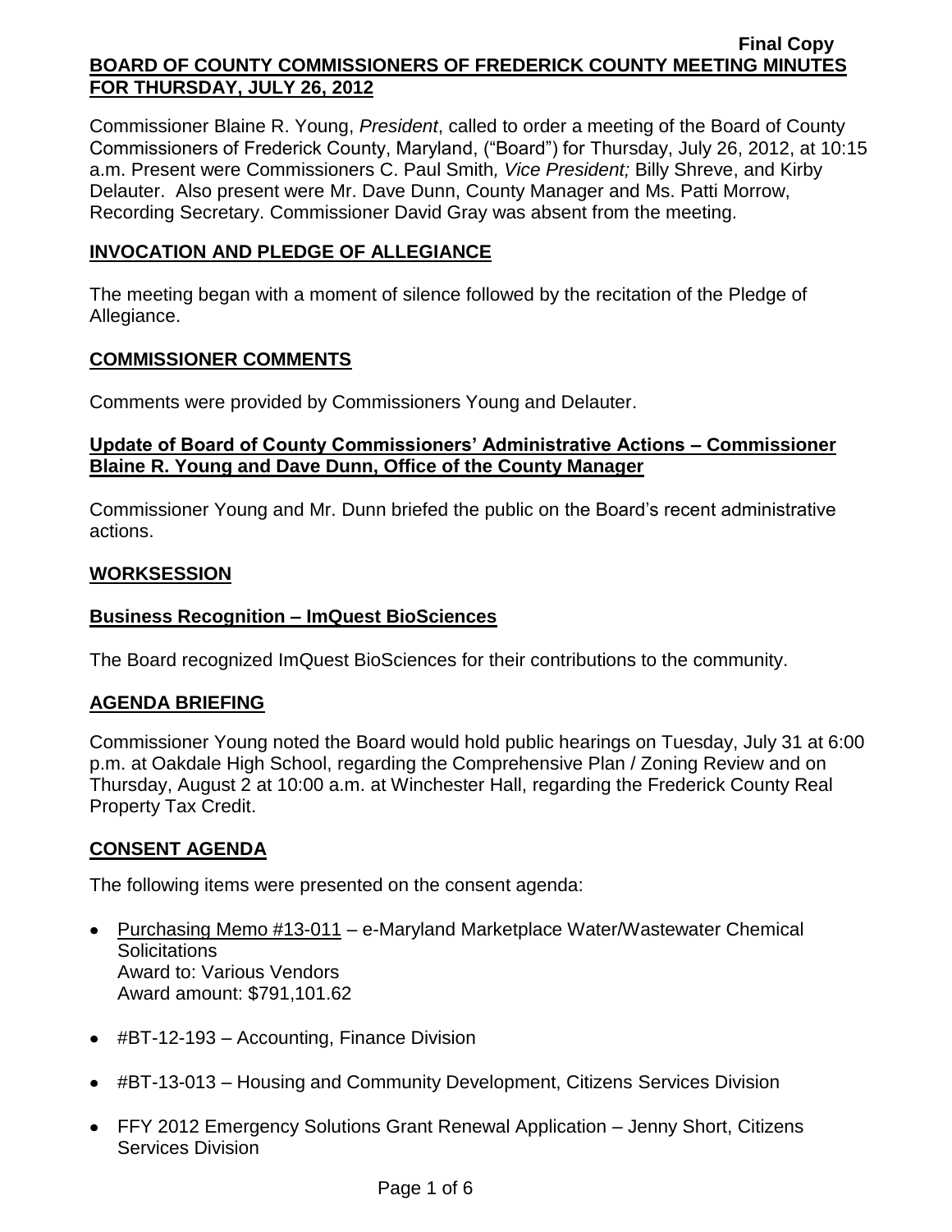Final Copy

# BOARD OF COUNTY COMMISSIONERS OF FREDERICK COUNTY MEETING MINUTES FOR THURSDAY, JULY 26, 2012

Commissioner Blaine R. Young, *President*, called to order a meeting of the Board of County Commissioners of Frederick County, Maryland, ("Board") for Thursday, July 26, 2012, at 10:15 a.m. Present were Commissioners C. Paul Smith*, Vice President;* Billy Shreve, and Kirby Delauter. Also present were Mr. Dave Dunn, County Manager and Ms. Patti Morrow, Recording Secretary. Commissioner David Gray was absent from the meeting.

## INVOCATION AND PLEDGE OF ALLEGIANCE

The meeting began with a moment of silence followed by the recitation of the Pledge of Allegiance.

## COMMISSIONER COMMENTS

Comments were provided by Commissioners Young and Delauter.

### Update of Board of County Commissioners' Administrative Actions – Commissioner Blaine R. Young and Dave Dunn, Office of the County Manager

Commissioner Young and Mr. Dunn briefed the public on the Board's recent administrative actions.

## WORKSESSION

### Business Recognition – ImQuest BioSciences

The Board recognized ImQuest BioSciences for their contributions to the community.

## AGENDA BRIEFING

Commissioner Young noted the Board would hold public hearings on Tuesday, July 31 at 6:00 p.m. at Oakdale High School, regarding the Comprehensive Plan / Zoning Review and on Thursday, August 2 at 10:00 a.m. at Winchester Hall, regarding the Frederick County Real Property Tax Credit.

## CONSENT AGENDA

The following items were presented on the consent agenda:

- Purchasing Memo #13-011 – e-Maryland Marketplace Water/Wastewater Chemical Solicitations
  Award to: Various Vendors
  Award amount: $791,101.62
- #BT-12-193 – Accounting, Finance Division
- #BT-13-013 – Housing and Community Development, Citizens Services Division
- FFY 2012 Emergency Solutions Grant Renewal Application – Jenny Short, Citizens Services Division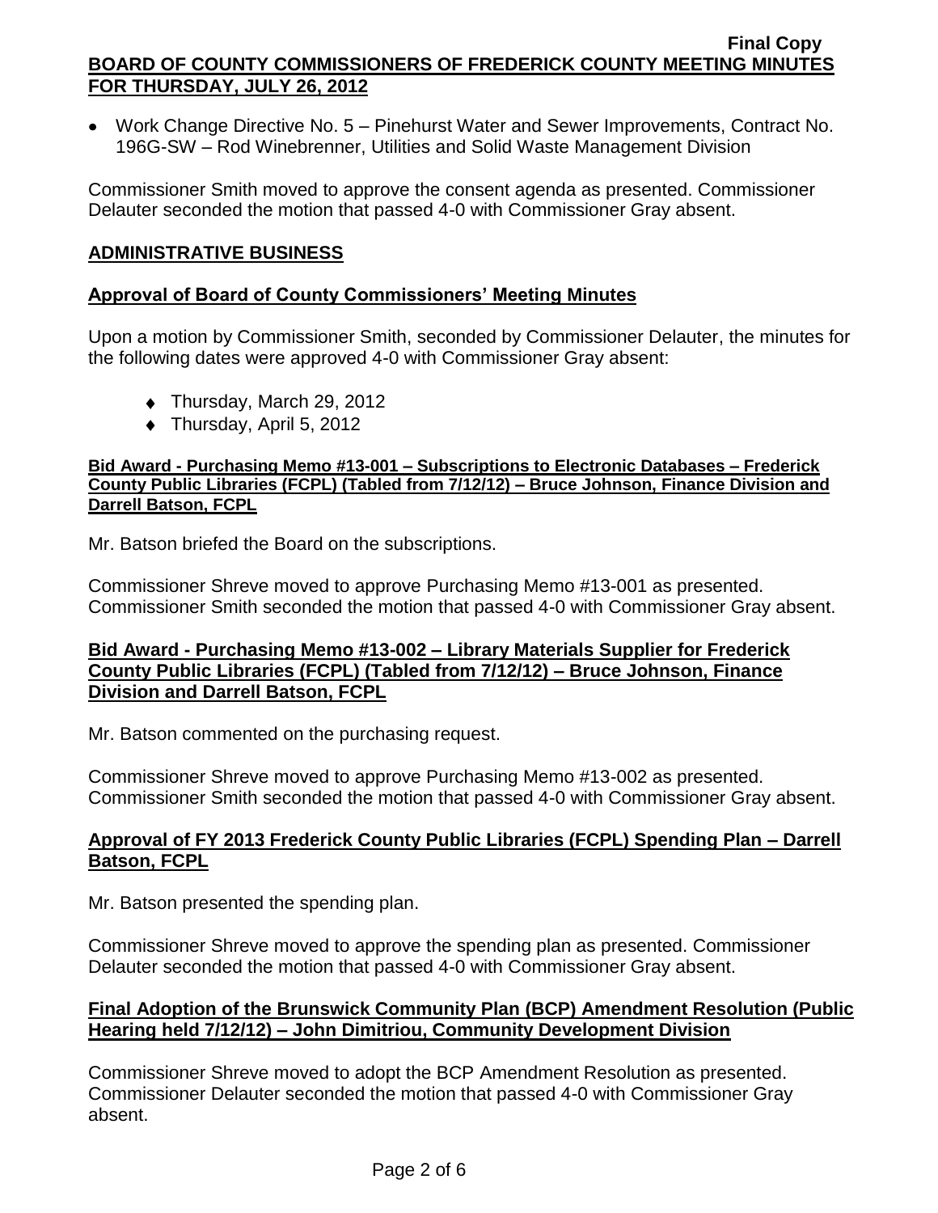- Work Change Directive No. 5 – Pinehurst Water and Sewer Improvements, Contract No. 196G-SW – Rod Winebrenner, Utilities and Solid Waste Management Division

Commissioner Smith moved to approve the consent agenda as presented. Commissioner Delauter seconded the motion that passed 4-0 with Commissioner Gray absent.

## ADMINISTRATIVE BUSINESS

### Approval of Board of County Commissioners' Meeting Minutes

Upon a motion by Commissioner Smith, seconded by Commissioner Delauter, the minutes for the following dates were approved 4-0 with Commissioner Gray absent:

- Thursday, March 29, 2012
- Thursday, April 5, 2012

### Bid Award - Purchasing Memo #13-001 – Subscriptions to Electronic Databases – Frederick County Public Libraries (FCPL) (Tabled from 7/12/12) – Bruce Johnson, Finance Division and Darrell Batson, FCPL

Mr. Batson briefed the Board on the subscriptions.

Commissioner Shreve moved to approve Purchasing Memo #13-001 as presented. Commissioner Smith seconded the motion that passed 4-0 with Commissioner Gray absent.

### Bid Award - Purchasing Memo #13-002 – Library Materials Supplier for Frederick County Public Libraries (FCPL) (Tabled from 7/12/12) – Bruce Johnson, Finance Division and Darrell Batson, FCPL

Mr. Batson commented on the purchasing request.

Commissioner Shreve moved to approve Purchasing Memo #13-002 as presented. Commissioner Smith seconded the motion that passed 4-0 with Commissioner Gray absent.

### Approval of FY 2013 Frederick County Public Libraries (FCPL) Spending Plan – Darrell Batson, FCPL

Mr. Batson presented the spending plan.

Commissioner Shreve moved to approve the spending plan as presented. Commissioner Delauter seconded the motion that passed 4-0 with Commissioner Gray absent.

### Final Adoption of the Brunswick Community Plan (BCP) Amendment Resolution (Public Hearing held 7/12/12) – John Dimitriou, Community Development Division

Commissioner Shreve moved to adopt the BCP Amendment Resolution as presented. Commissioner Delauter seconded the motion that passed 4-0 with Commissioner Gray absent.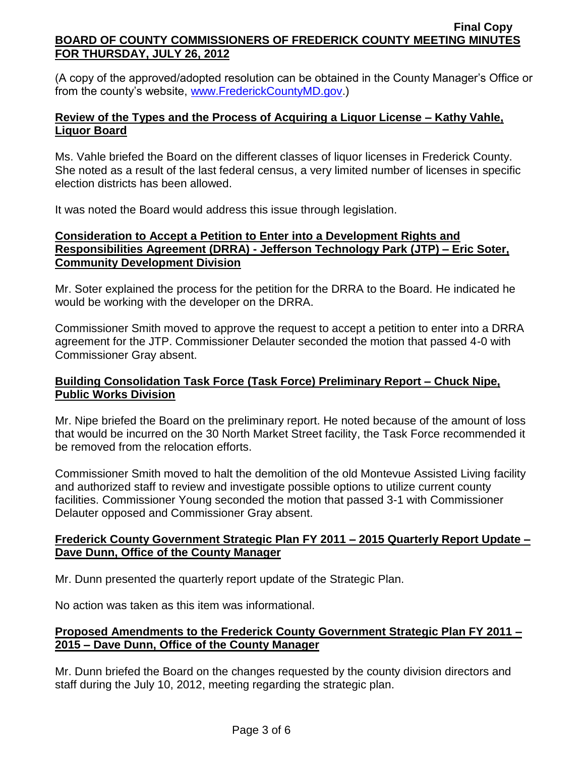(A copy of the approved/adopted resolution can be obtained in the County Manager's Office or from the county's website, www.FrederickCountyMD.gov.)

**Review of the Types and the Process of Acquiring a Liquor License – Kathy Vahle, Liquor Board**

Ms. Vahle briefed the Board on the different classes of liquor licenses in Frederick County. She noted as a result of the last federal census, a very limited number of licenses in specific election districts has been allowed.

It was noted the Board would address this issue through legislation.

**Consideration to Accept a Petition to Enter into a Development Rights and Responsibilities Agreement (DRRA) - Jefferson Technology Park (JTP) – Eric Soter, Community Development Division**

Mr. Soter explained the process for the petition for the DRRA to the Board. He indicated he would be working with the developer on the DRRA.

Commissioner Smith moved to approve the request to accept a petition to enter into a DRRA agreement for the JTP. Commissioner Delauter seconded the motion that passed 4-0 with Commissioner Gray absent.

**Building Consolidation Task Force (Task Force) Preliminary Report – Chuck Nipe, Public Works Division**

Mr. Nipe briefed the Board on the preliminary report. He noted because of the amount of loss that would be incurred on the 30 North Market Street facility, the Task Force recommended it be removed from the relocation efforts.

Commissioner Smith moved to halt the demolition of the old Montevue Assisted Living facility and authorized staff to review and investigate possible options to utilize current county facilities. Commissioner Young seconded the motion that passed 3-1 with Commissioner Delauter opposed and Commissioner Gray absent.

**Frederick County Government Strategic Plan FY 2011 – 2015 Quarterly Report Update – Dave Dunn, Office of the County Manager**

Mr. Dunn presented the quarterly report update of the Strategic Plan.

No action was taken as this item was informational.

**Proposed Amendments to the Frederick County Government Strategic Plan FY 2011 – 2015 – Dave Dunn, Office of the County Manager**

Mr. Dunn briefed the Board on the changes requested by the county division directors and staff during the July 10, 2012, meeting regarding the strategic plan.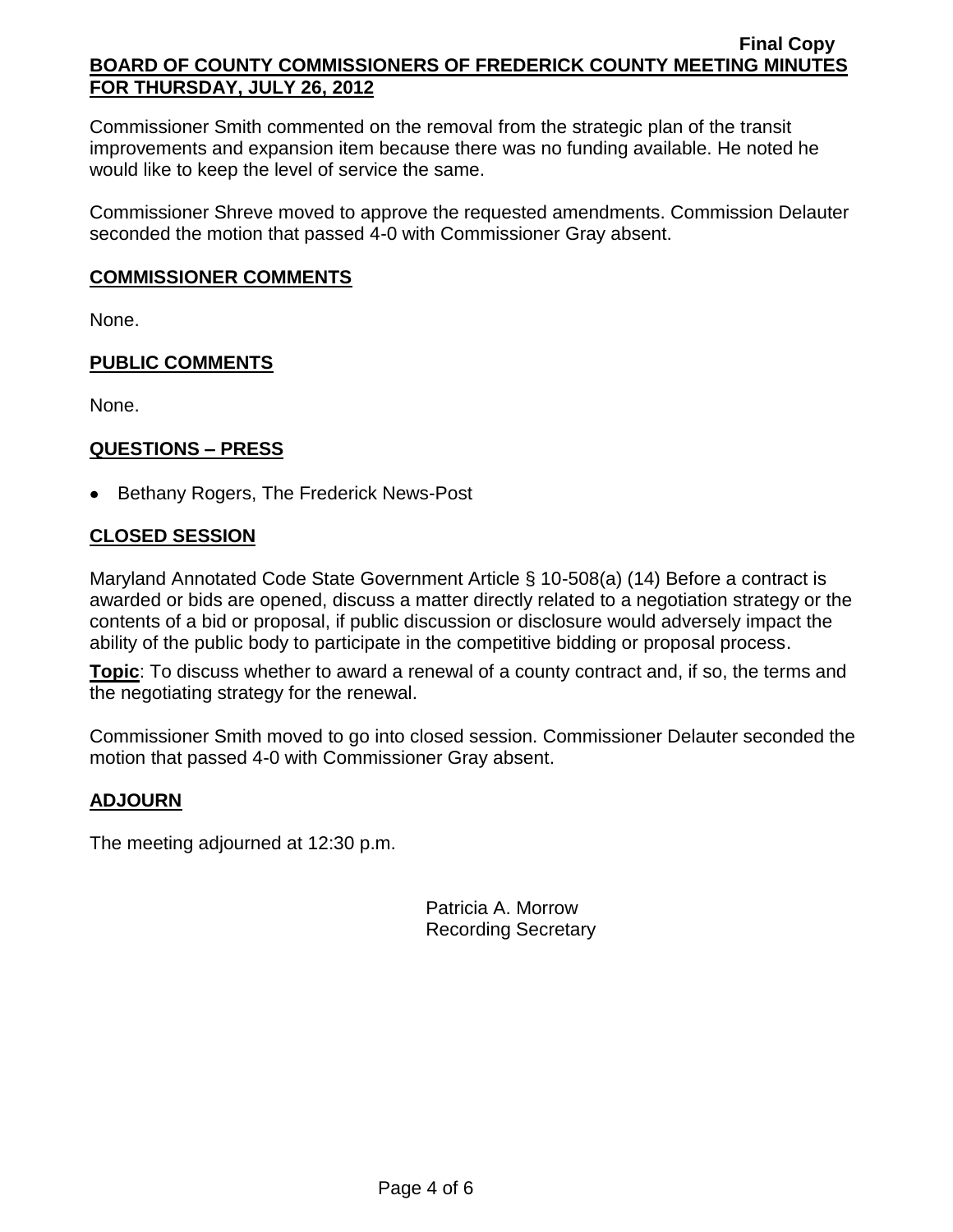Commissioner Smith commented on the removal from the strategic plan of the transit improvements and expansion item because there was no funding available. He noted he would like to keep the level of service the same.

Commissioner Shreve moved to approve the requested amendments. Commission Delauter seconded the motion that passed 4-0 with Commissioner Gray absent.

## COMMISSIONER COMMENTS

None.

## PUBLIC COMMENTS

None.

## QUESTIONS – PRESS

- Bethany Rogers, The Frederick News-Post

## CLOSED SESSION

Maryland Annotated Code State Government Article § 10-508(a) (14) Before a contract is awarded or bids are opened, discuss a matter directly related to a negotiation strategy or the contents of a bid or proposal, if public discussion or disclosure would adversely impact the ability of the public body to participate in the competitive bidding or proposal process.

**Topic**: To discuss whether to award a renewal of a county contract and, if so, the terms and the negotiating strategy for the renewal.

Commissioner Smith moved to go into closed session. Commissioner Delauter seconded the motion that passed 4-0 with Commissioner Gray absent.

## ADJOURN

The meeting adjourned at 12:30 p.m.

Patricia A. Morrow
Recording Secretary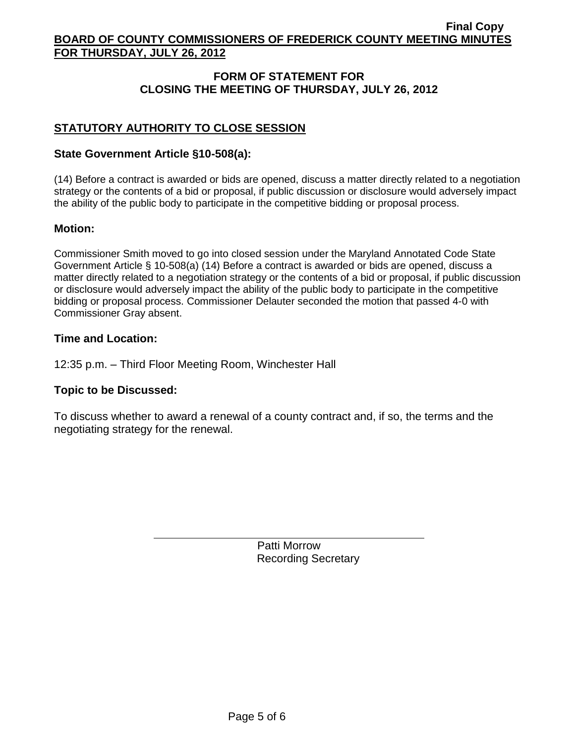## FORM OF STATEMENT FOR CLOSING THE MEETING OF THURSDAY, JULY 26, 2012

### STATUTORY AUTHORITY TO CLOSE SESSION

**State Government Article §10-508(a):**

(14) Before a contract is awarded or bids are opened, discuss a matter directly related to a negotiation strategy or the contents of a bid or proposal, if public discussion or disclosure would adversely impact the ability of the public body to participate in the competitive bidding or proposal process.

**Motion:**

Commissioner Smith moved to go into closed session under the Maryland Annotated Code State Government Article § 10-508(a) (14) Before a contract is awarded or bids are opened, discuss a matter directly related to a negotiation strategy or the contents of a bid or proposal, if public discussion or disclosure would adversely impact the ability of the public body to participate in the competitive bidding or proposal process. Commissioner Delauter seconded the motion that passed 4-0 with Commissioner Gray absent.

**Time and Location:**

12:35 p.m. – Third Floor Meeting Room, Winchester Hall

**Topic to be Discussed:**

To discuss whether to award a renewal of a county contract and, if so, the terms and the negotiating strategy for the renewal.

Patti Morrow
Recording Secretary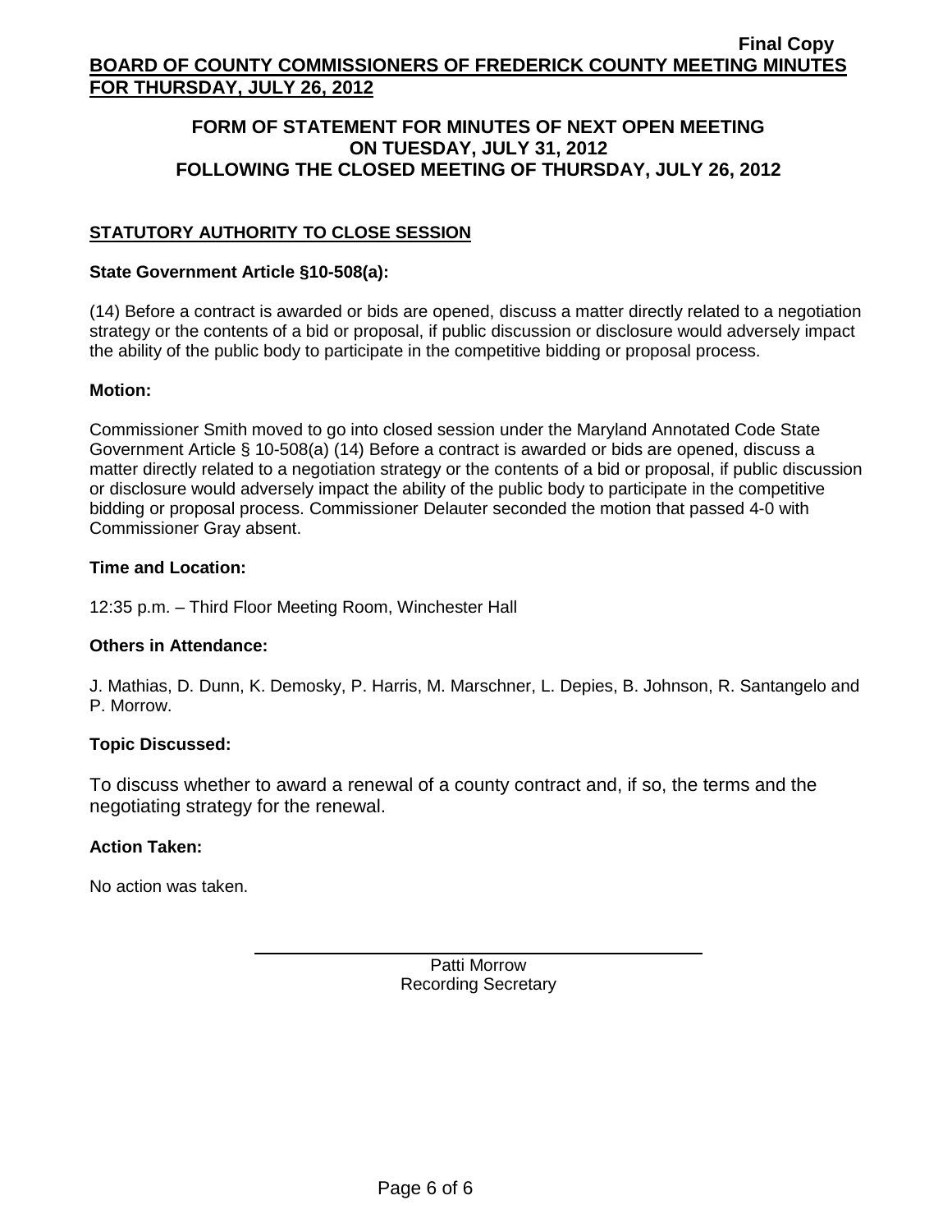**Final Copy**

**BOARD OF COUNTY COMMISSIONERS OF FREDERICK COUNTY MEETING MINUTES FOR THURSDAY, JULY 26, 2012**

## FORM OF STATEMENT FOR MINUTES OF NEXT OPEN MEETING ON TUESDAY, JULY 31, 2012 FOLLOWING THE CLOSED MEETING OF THURSDAY, JULY 26, 2012

### STATUTORY AUTHORITY TO CLOSE SESSION

**State Government Article §10-508(a):**

(14) Before a contract is awarded or bids are opened, discuss a matter directly related to a negotiation strategy or the contents of a bid or proposal, if public discussion or disclosure would adversely impact the ability of the public body to participate in the competitive bidding or proposal process.

**Motion:**

Commissioner Smith moved to go into closed session under the Maryland Annotated Code State Government Article § 10-508(a) (14) Before a contract is awarded or bids are opened, discuss a matter directly related to a negotiation strategy or the contents of a bid or proposal, if public discussion or disclosure would adversely impact the ability of the public body to participate in the competitive bidding or proposal process. Commissioner Delauter seconded the motion that passed 4-0 with Commissioner Gray absent.

**Time and Location:**

12:35 p.m. – Third Floor Meeting Room, Winchester Hall

**Others in Attendance:**

J. Mathias, D. Dunn, K. Demosky, P. Harris, M. Marschner, L. Depies, B. Johnson, R. Santangelo and P. Morrow.

**Topic Discussed:**

To discuss whether to award a renewal of a county contract and, if so, the terms and the negotiating strategy for the renewal.

**Action Taken:**

No action was taken.

Patti Morrow
Recording Secretary